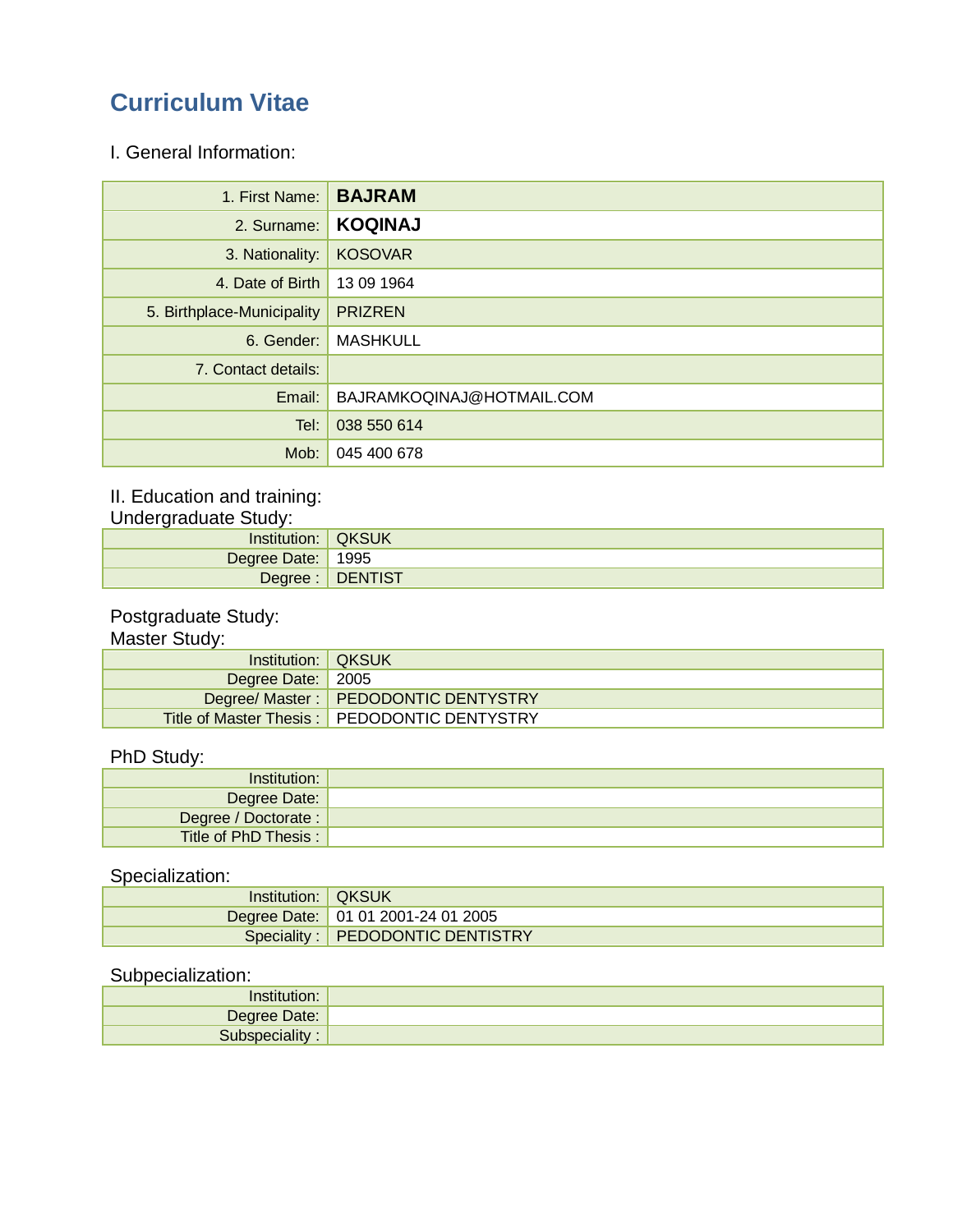# Curriculum Vitae

I. General Information:

| | |
|---|---|
| 1. First Name: | **BAJRAM** |
| 2. Surname: | **KOQINAJ** |
| 3. Nationality: | KOSOVAR |
| 4. Date of Birth | 13 09 1964 |
| 5. Birthplace-Municipality | PRIZREN |
| 6. Gender: | MASHKULL |
| 7. Contact details: | |
| Email: | BAJRAMKOQINAJ@HOTMAIL.COM |
| Tel: | 038 550 614 |
| Mob: | 045 400 678 |

II. Education and training:

Undergraduate Study:

| | |
|---|---|
| Institution: | QKSUK |
| Degree Date: | 1995 |
| Degree : | DENTIST |

Postgraduate Study:

Master Study:

| | |
|---|---|
| Institution: | QKSUK |
| Degree Date: | 2005 |
| Degree/ Master : | PEDODONTIC DENTYSTRY |
| Title of Master Thesis : | PEDODONTIC DENTYSTRY |

PhD Study:

| | |
|---|---|
| Institution: | |
| Degree Date: | |
| Degree / Doctorate : | |
| Title of PhD Thesis : | |

Specialization:

| | |
|---|---|
| Institution: | QKSUK |
| Degree Date: | 01 01 2001-24 01 2005 |
| Speciality : | PEDODONTIC DENTISTRY |

Subpecialization:

| | |
|---|---|
| Institution: | |
| Degree Date: | |
| Subspeciality : | |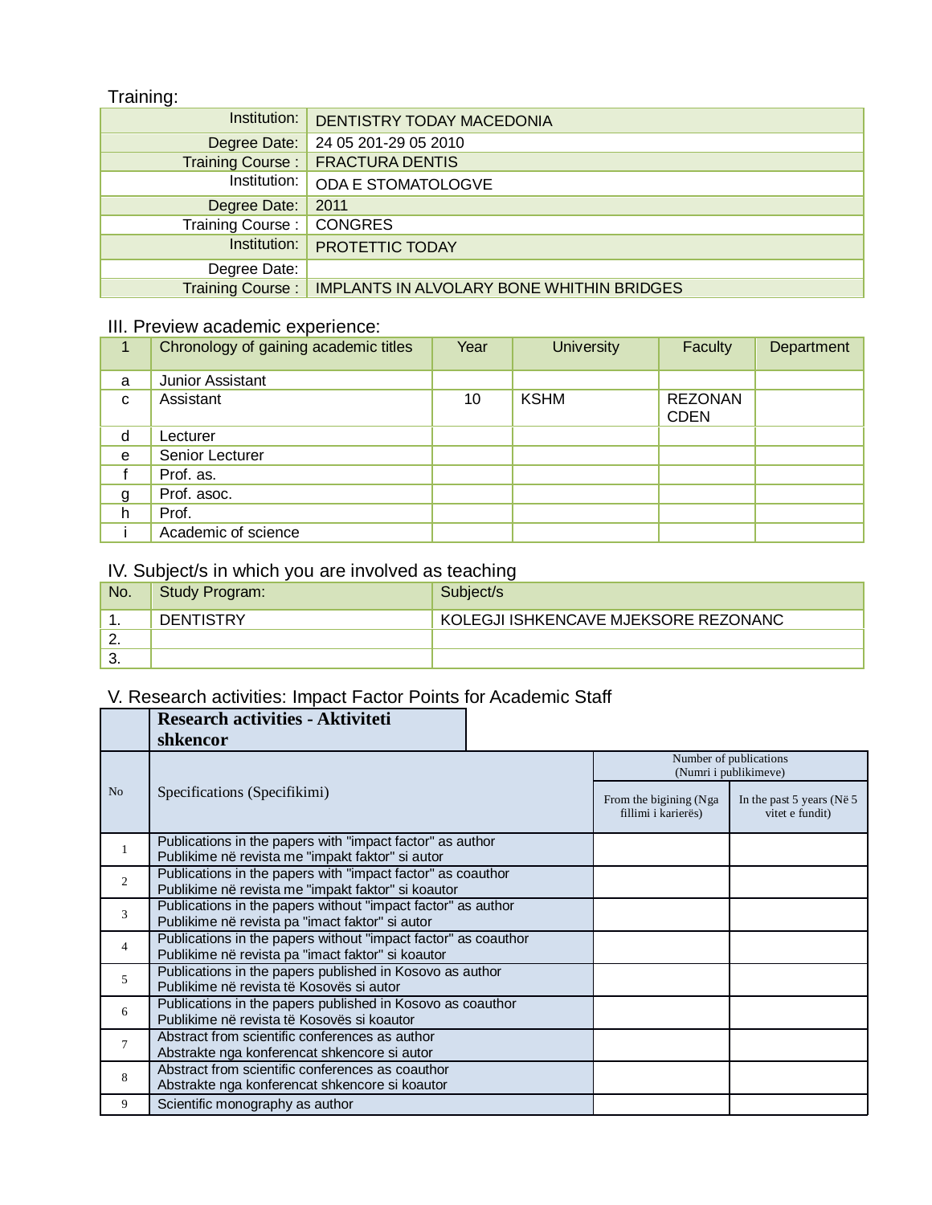Training:

| Institution: | DENTISTRY TODAY MACEDONIA |
|---|---|
| Degree Date: | 24 05 201-29 05 2010 |
| Training Course : | FRACTURA DENTIS |
| Institution: | ODA E STOMATOLOGVE |
| Degree Date: | 2011 |
| Training Course : | CONGRES |
| Institution: | PROTETTIC TODAY |
| Degree Date: | |
| Training Course : | IMPLANTS IN ALVOLARY BONE WHITHIN BRIDGES |

## III. Preview academic experience:

| 1 | Chronology of gaining academic titles | Year | University | Faculty | Department |
|---|---|---|---|---|---|
| a | Junior Assistant | | | | |
| c | Assistant | 10 | KSHM | REZONAN CDEN | |
| d | Lecturer | | | | |
| e | Senior Lecturer | | | | |
| f | Prof. as. | | | | |
| g | Prof. asoc. | | | | |
| h | Prof. | | | | |
| i | Academic of science | | | | |

## IV. Subject/s in which you are involved as teaching

| No. | Study Program: | Subject/s |
|---|---|---|
| 1. | DENTISTRY | KOLEGJI ISHKENCAVE MJEKSORE REZONANC |
| 2. | | |
| 3. | | |

## V. Research activities: Impact Factor Points for Academic Staff

| | **Research activities - Aktiviteti shkencor** | | |
|---|---|---|---|
| No | Specifications (Specifikimi) | Number of publications (Numri i publikimeve) | |
| | | From the bigining (Nga fillimi i karierës) | In the past 5 years (Në 5 vitet e fundit) |
| 1 | Publications in the papers with "impact factor" as author<br>Publikime në revista me "impakt faktor" si autor | | |
| 2 | Publications in the papers with "impact factor" as coauthor<br>Publikime në revista me "impakt faktor" si koautor | | |
| 3 | Publications in the papers without "impact factor" as author<br>Publikime në revista pa "imact faktor" si autor | | |
| 4 | Publications in the papers without "impact factor" as coauthor<br>Publikime në revista pa "imact faktor" si koautor | | |
| 5 | Publications in the papers published in Kosovo as author<br>Publikime në revista të Kosovës si autor | | |
| 6 | Publications in the papers published in Kosovo as coauthor<br>Publikime në revista të Kosovës si koautor | | |
| 7 | Abstract from scientific conferences as author<br>Abstrakte nga konferencat shkencore si autor | | |
| 8 | Abstract from scientific conferences as coauthor<br>Abstrakte nga konferencat shkencore si koautor | | |
| 9 | Scientific monography as author | | |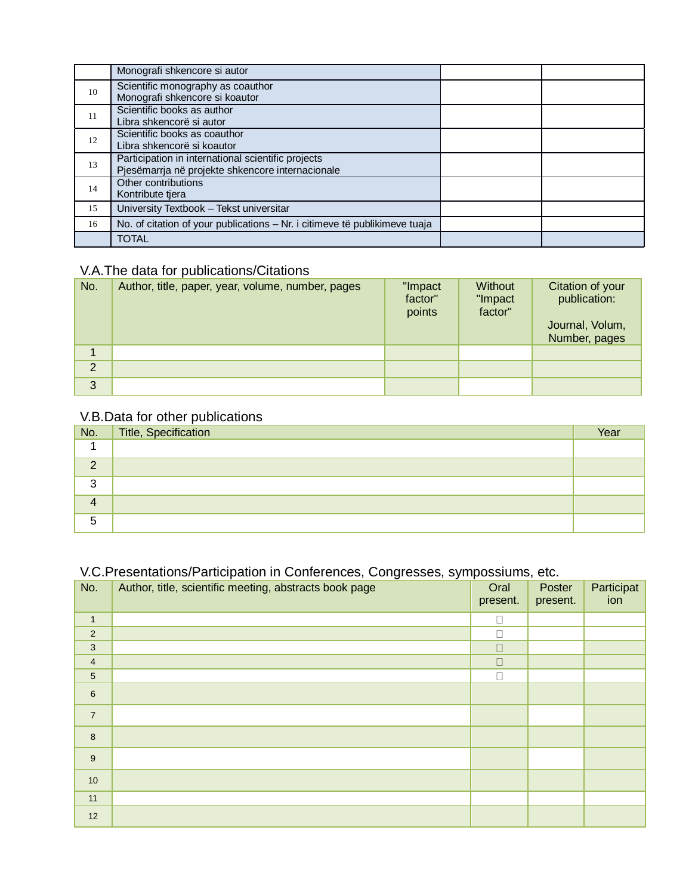| | | | |
|---|---|---|---|
| | Monografi shkencore si autor | | |
| 10 | Scientific monography as coauthor<br>Monografi shkencore si koautor | | |
| 11 | Scientific books as author<br>Libra shkencorë si autor | | |
| 12 | Scientific books as coauthor<br>Libra shkencorë si koautor | | |
| 13 | Participation in international scientific projects<br>Pjesëmarrja në projekte shkencore internacionale | | |
| 14 | Other contributions<br>Kontribute tjera | | |
| 15 | University Textbook – Tekst universitar | | |
| 16 | No. of citation of your publications – Nr. i citimeve të publikimeve tuaja | | |
| | TOTAL | | |

## V.A.The data for publications/Citations

| No. | Author, title, paper, year, volume, number, pages | "Impact factor" points | Without "Impact factor" | Citation of your publication:<br><br>Journal, Volum, Number, pages |
|---|---|---|---|---|
| 1 | | | | |
| 2 | | | | |
| 3 | | | | |

## V.B.Data for other publications

| No. | Title, Specification | Year |
|---|---|---|
| 1 | | |
| 2 | | |
| 3 | | |
| 4 | | |
| 5 | | |

## V.C.Presentations/Participation in Conferences, Congresses, sympossiums, etc.

| No. | Author, title, scientific meeting, abstracts book page | Oral present. | Poster present. | Participation |
|---|---|---|---|---|
| 1 | | ☐ | | |
| 2 | | ☐ | | |
| 3 | | ☐ | | |
| 4 | | ☐ | | |
| 5 | | ☐ | | |
| 6 | | | | |
| 7 | | | | |
| 8 | | | | |
| 9 | | | | |
| 10 | | | | |
| 11 | | | | |
| 12 | | | | |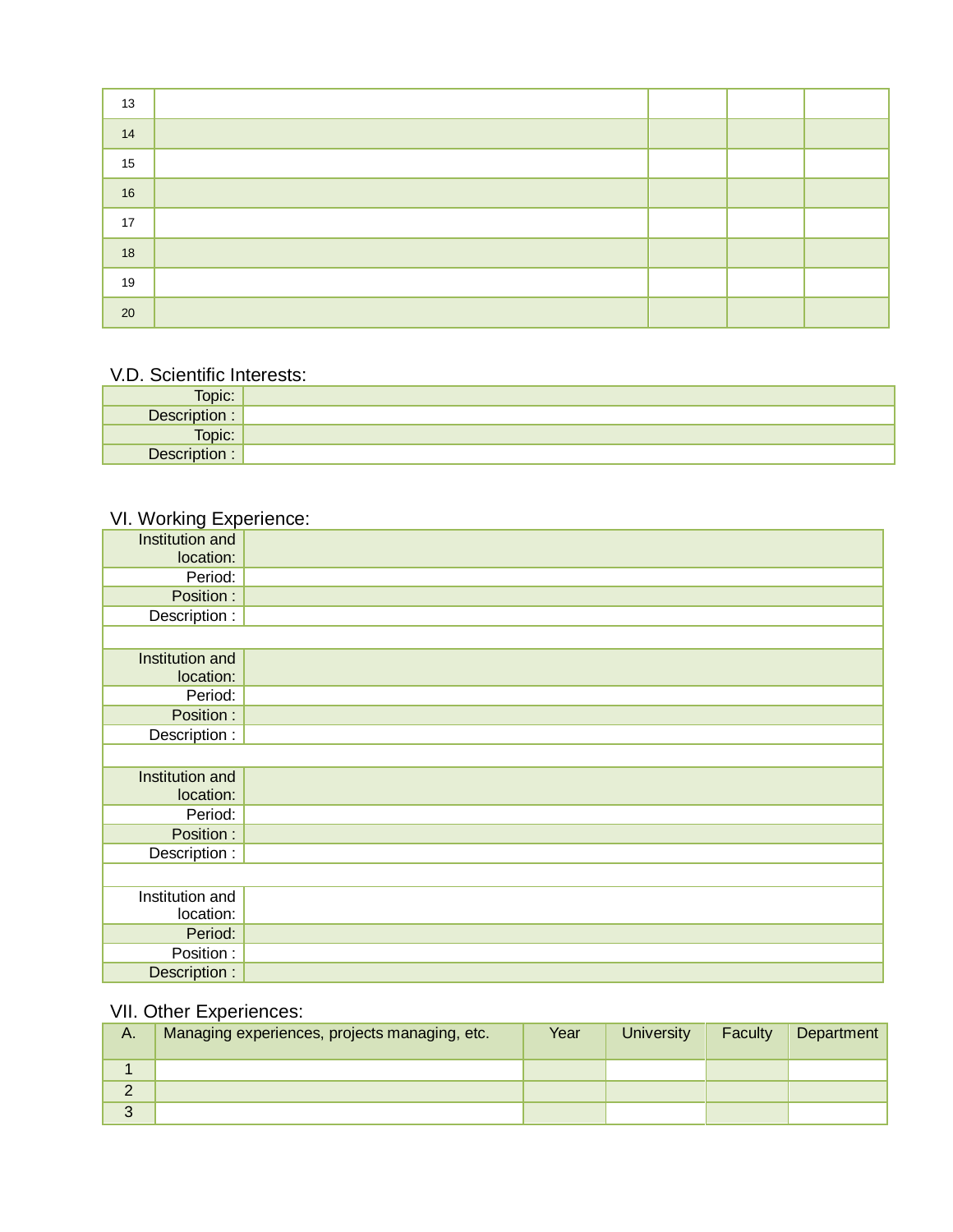| | | | | |
|---|---|---|---|---|
| 13 | | | | |
| 14 | | | | |
| 15 | | | | |
| 16 | | | | |
| 17 | | | | |
| 18 | | | | |
| 19 | | | | |
| 20 | | | | |

## V.D. Scientific Interests:

| | |
|---|---|
| Topic: | |
| Description : | |
| Topic: | |
| Description : | |

## VI. Working Experience:

| | |
|---|---|
| Institution and location: | |
| Period: | |
| Position : | |
| Description : | |
| | |
| Institution and location: | |
| Period: | |
| Position : | |
| Description : | |
| | |
| Institution and location: | |
| Period: | |
| Position : | |
| Description : | |
| | |
| Institution and location: | |
| Period: | |
| Position : | |
| Description : | |

## VII. Other Experiences:

| A. | Managing experiences, projects managing, etc. | Year | University | Faculty | Department |
|---|---|---|---|---|---|
| 1 | | | | | |
| 2 | | | | | |
| 3 | | | | | |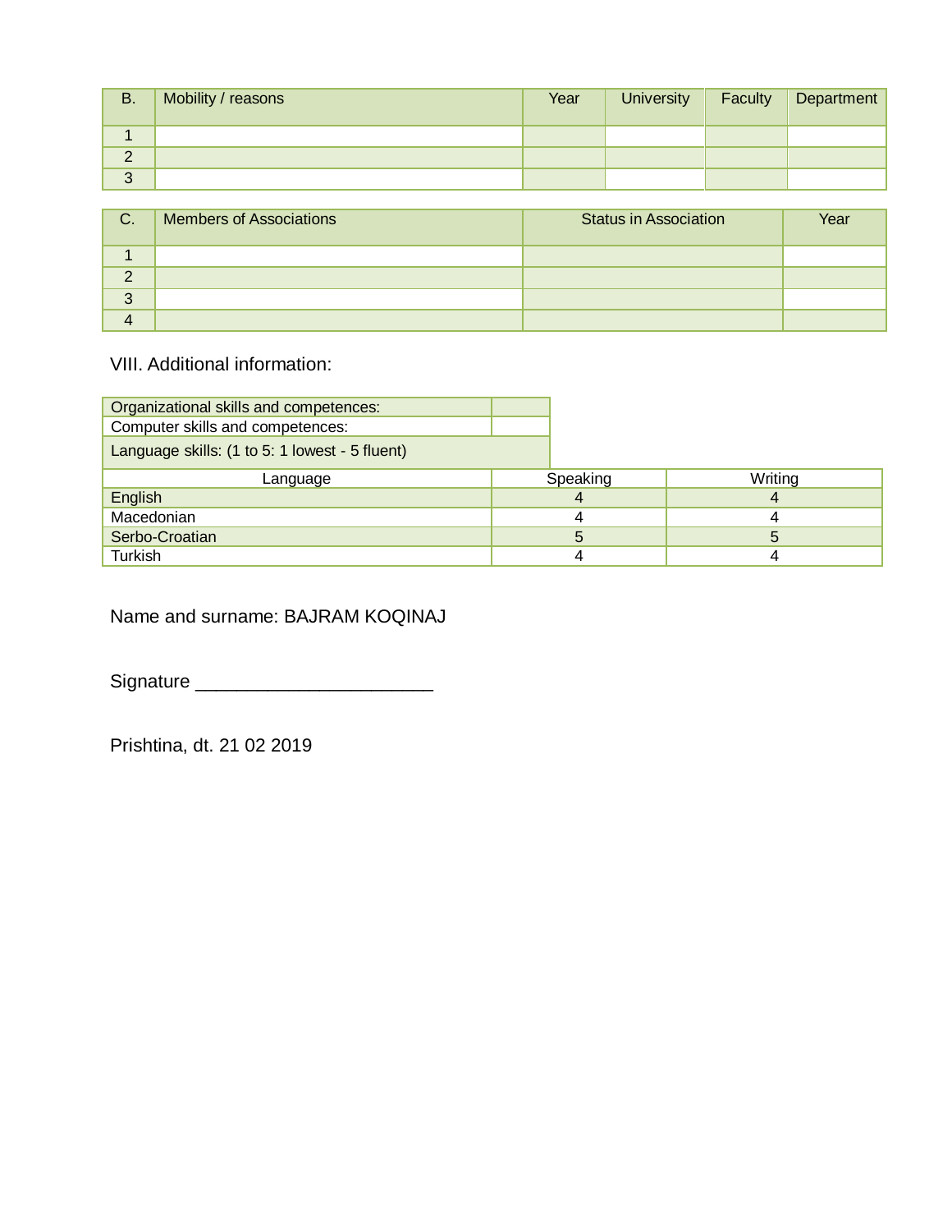| B. | Mobility / reasons | Year | University | Faculty | Department |
|---|---|---|---|---|---|
| 1 | | | | | |
| 2 | | | | | |
| 3 | | | | | |

| C. | Members of Associations | Status in Association | Year |
|---|---|---|---|
| 1 | | | |
| 2 | | | |
| 3 | | | |
| 4 | | | |

VIII. Additional information:

| | |
|---|---|
| Organizational skills and competences: | |
| Computer skills and competences: | |
| Language skills: (1 to 5: 1 lowest - 5 fluent) | |

| Language | Speaking | Writing |
|---|---|---|
| English | 4 | 4 |
| Macedonian | 4 | 4 |
| Serbo-Croatian | 5 | 5 |
| Turkish | 4 | 4 |

Name and surname: BAJRAM KOQINAJ

Signature ______________________

Prishtina, dt. 21 02 2019